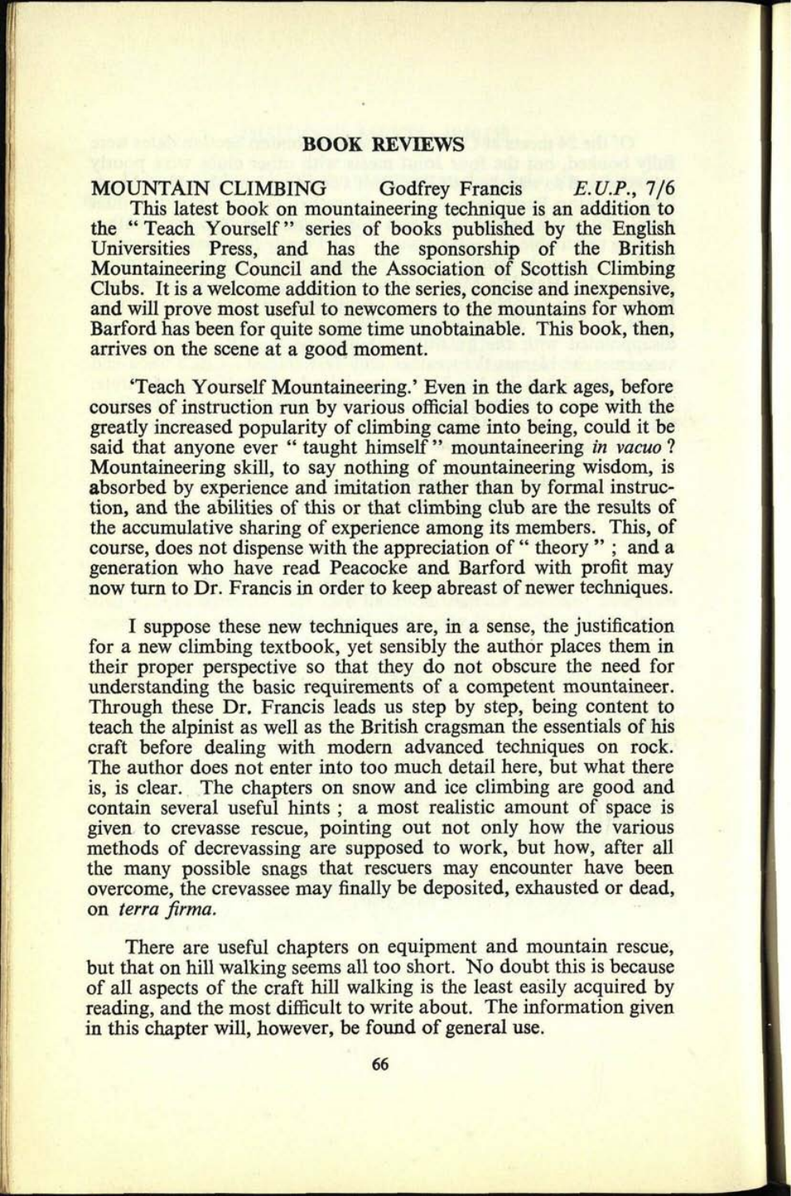## BOOK REVIEWS

**MOUNTAIN CLIMBING** Godfrey Francis *E.U.P.*, 7/6

This latest book on mountaineering technique is an addition to the " Teach Yourself " series of books published by the English Universities Press, and has the sponsorship of the British Mountaineering Council and the Association of Scottish Climbing Clubs. It is a welcome addition to the series, concise and inexpensive, and will prove most useful to newcomers to the mountains for whom Barford has been for quite some time unobtainable. This book, then, arrives on the scene at a good moment.

'Teach Yourself Mountaineering.' Even in the dark ages, before courses of instruction run by various official bodies to cope with the greatly increased popularity of climbing came into being, could it be said that anyone ever " taught himself " mountaineering *in vacuo* ? Mountaineering skill, to say nothing of mountaineering wisdom, is absorbed by experience and imitation rather than by formal instruction, and the abilities of this or that climbing club are the results of the accumulative sharing of experience among its members. This, of course, does not dispense with the appreciation of " theory " ; and a generation who have read Peacocke and Barford with profit may now turn to Dr. Francis in order to keep abreast of newer techniques.

I suppose these new techniques are, in a sense, the justification for a new climbing textbook, yet sensibly the author places them in their proper perspective so that they do not obscure the need for understanding the basic requirements of a competent mountaineer. Through these Dr. Francis leads us step by step, being content to teach the alpinist as well as the British cragsman the essentials of his craft before dealing with modern advanced techniques on rock. The author does not enter into too much detail here, but what there is, is clear. The chapters on snow and ice climbing are good and contain several useful hints ; a most realistic amount of space is given to crevasse rescue, pointing out not only how the various methods of decrevassing are supposed to work, but how, after all the many possible snags that rescuers may encounter have been overcome, the crevassee may finally be deposited, exhausted or dead, on *terra firma.*

There are useful chapters on equipment and mountain rescue, but that on hill walking seems all too short. No doubt this is because of all aspects of the craft hill walking is the least easily acquired by reading, and the most difficult to write about. The information given in this chapter will, however, be found of general use.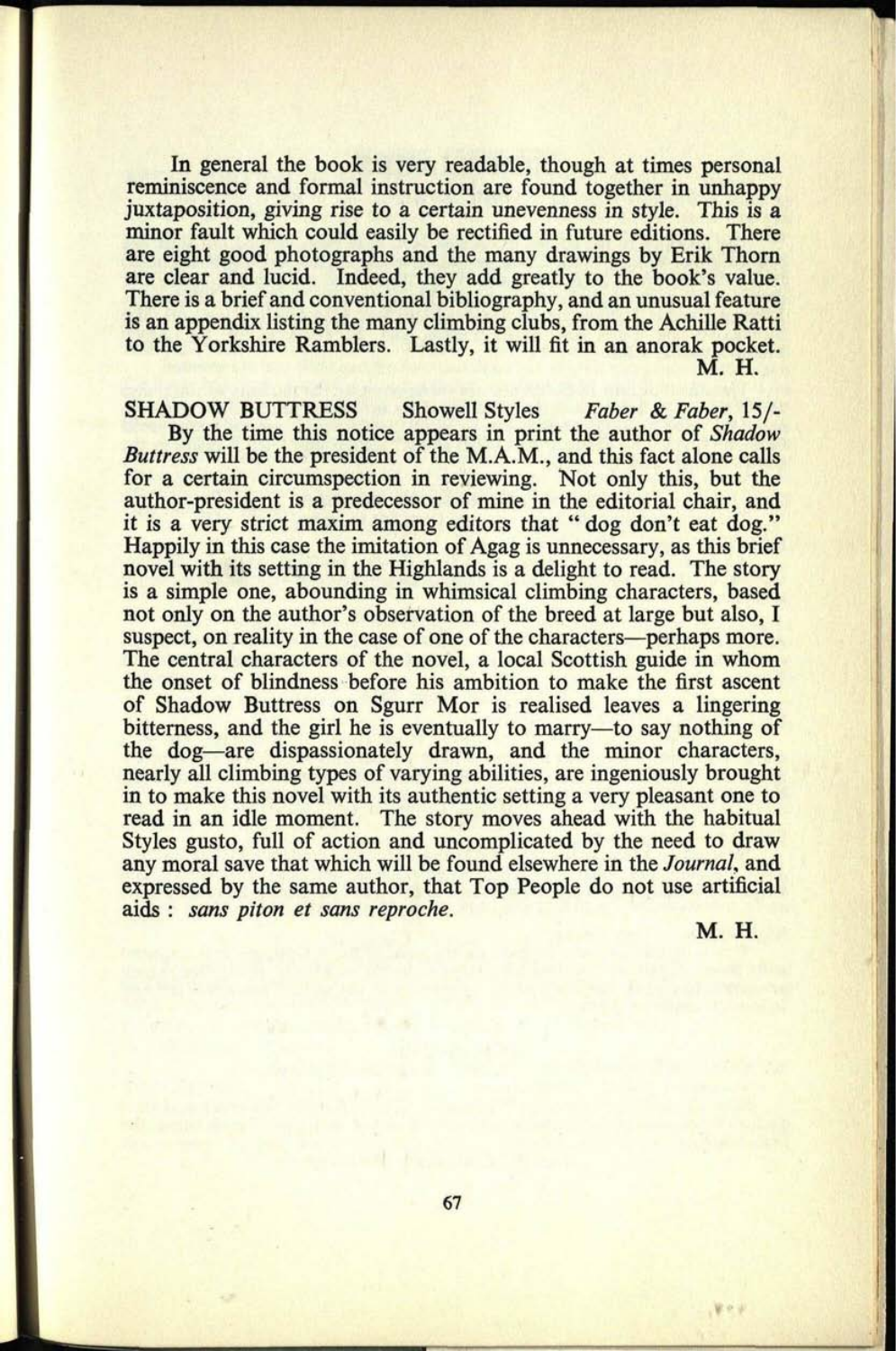In general the book is very readable, though at times personal reminiscence and formal instruction are found together in unhappy juxtaposition, giving rise to a certain unevenness in style. This is a minor fault which could easily be rectified in future editions. There are eight good photographs and the many drawings by Erik Thorn are clear and lucid. Indeed, they add greatly to the book's value. There is a brief and conventional bibliography, and an unusual feature is an appendix listing the many climbing clubs, from the Achille Ratti to the Yorkshire Ramblers. Lastly, it will fit in an anorak pocket.

M. H.

SHADOW BUTTRESS    Showell Styles    *Faber & Faber*, 15/-

By the time this notice appears in print the author of *Shadow Buttress* will be the president of the M.A.M., and this fact alone calls for a certain circumspection in reviewing. Not only this, but the author-president is a predecessor of mine in the editorial chair, and it is a very strict maxim among editors that "dog don't eat dog." Happily in this case the imitation of Agag is unnecessary, as this brief novel with its setting in the Highlands is a delight to read. The story is a simple one, abounding in whimsical climbing characters, based not only on the author's observation of the breed at large but also, I suspect, on reality in the case of one of the characters—perhaps more. The central characters of the novel, a local Scottish guide in whom the onset of blindness before his ambition to make the first ascent of Shadow Buttress on Sgurr Mor is realised leaves a lingering bitterness, and the girl he is eventually to marry—to say nothing of the dog—are dispassionately drawn, and the minor characters, nearly all climbing types of varying abilities, are ingeniously brought in to make this novel with its authentic setting a very pleasant one to read in an idle moment. The story moves ahead with the habitual Styles gusto, full of action and uncomplicated by the need to draw any moral save that which will be found elsewhere in the *Journal*, and expressed by the same author, that Top People do not use artificial aids : *sans piton et sans reproche*.

M. H.